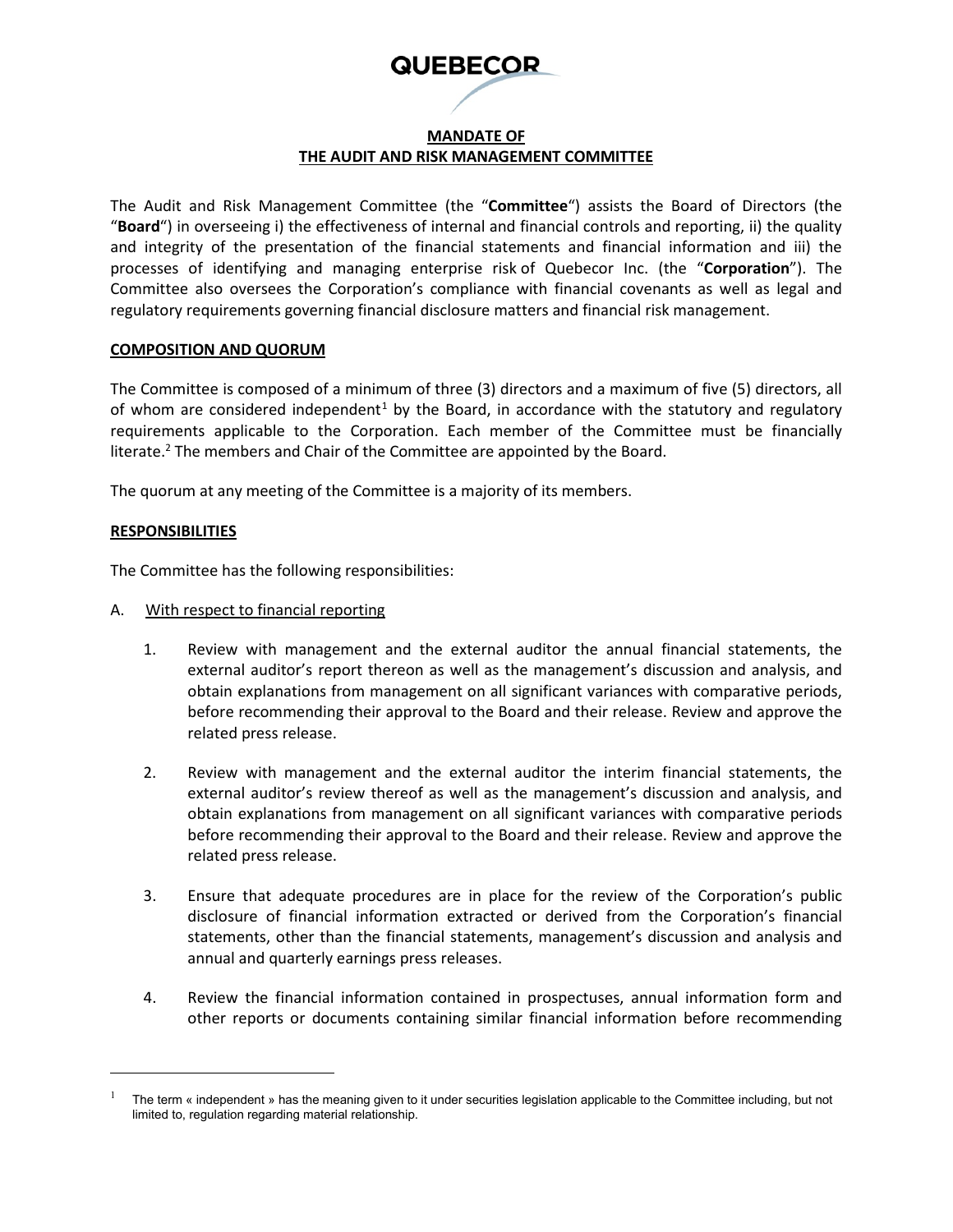QUEBECOR

# MANDATE OF THE AUDIT AND RISK MANAGEMENT COMMITTEE

The Audit and Risk Management Committee (the "**Committee**") assists the Board of Directors (the "**Board**") in overseeing i) the effectiveness of internal and financial controls and reporting, ii) the quality and integrity of the presentation of the financial statements and financial information and iii) the processes of identifying and managing enterprise risk of Quebecor Inc. (the "**Corporation**"). The Committee also oversees the Corporation's compliance with financial covenants as well as legal and regulatory requirements governing financial disclosure matters and financial risk management.

## COMPOSITION AND QUORUM

The Committee is composed of a minimum of three (3) directors and a maximum of five (5) directors, all of whom are considered independent[1] by the Board, in accordance with the statutory and regulatory requirements applicable to the Corporation. Each member of the Committee must be financially literate.[2] The members and Chair of the Committee are appointed by the Board.

The quorum at any meeting of the Committee is a majority of its members.

## RESPONSIBILITIES

The Committee has the following responsibilities:

A. With respect to financial reporting

1. Review with management and the external auditor the annual financial statements, the external auditor's report thereon as well as the management's discussion and analysis, and obtain explanations from management on all significant variances with comparative periods, before recommending their approval to the Board and their release. Review and approve the related press release.

2. Review with management and the external auditor the interim financial statements, the external auditor's review thereof as well as the management's discussion and analysis, and obtain explanations from management on all significant variances with comparative periods before recommending their approval to the Board and their release. Review and approve the related press release.

3. Ensure that adequate procedures are in place for the review of the Corporation's public disclosure of financial information extracted or derived from the Corporation's financial statements, other than the financial statements, management's discussion and analysis and annual and quarterly earnings press releases.

4. Review the financial information contained in prospectuses, annual information form and other reports or documents containing similar financial information before recommending

---

[1] The term « independent » has the meaning given to it under securities legislation applicable to the Committee including, but not limited to, regulation regarding material relationship.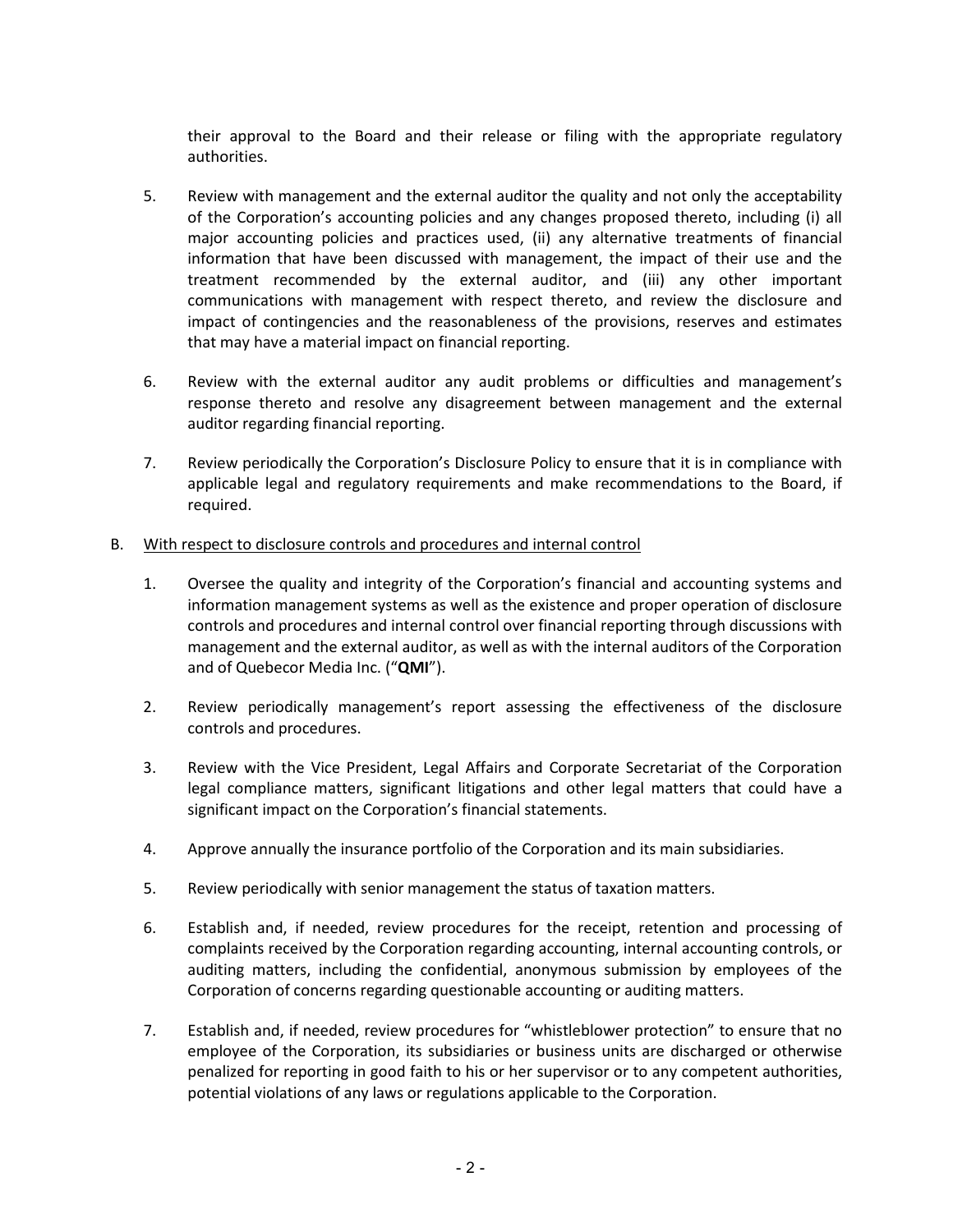their approval to the Board and their release or filing with the appropriate regulatory authorities.

5. Review with management and the external auditor the quality and not only the acceptability of the Corporation's accounting policies and any changes proposed thereto, including (i) all major accounting policies and practices used, (ii) any alternative treatments of financial information that have been discussed with management, the impact of their use and the treatment recommended by the external auditor, and (iii) any other important communications with management with respect thereto, and review the disclosure and impact of contingencies and the reasonableness of the provisions, reserves and estimates that may have a material impact on financial reporting.

6. Review with the external auditor any audit problems or difficulties and management's response thereto and resolve any disagreement between management and the external auditor regarding financial reporting.

7. Review periodically the Corporation's Disclosure Policy to ensure that it is in compliance with applicable legal and regulatory requirements and make recommendations to the Board, if required.

B. With respect to disclosure controls and procedures and internal control

1. Oversee the quality and integrity of the Corporation's financial and accounting systems and information management systems as well as the existence and proper operation of disclosure controls and procedures and internal control over financial reporting through discussions with management and the external auditor, as well as with the internal auditors of the Corporation and of Quebecor Media Inc. ("**QMI**").

2. Review periodically management's report assessing the effectiveness of the disclosure controls and procedures.

3. Review with the Vice President, Legal Affairs and Corporate Secretariat of the Corporation legal compliance matters, significant litigations and other legal matters that could have a significant impact on the Corporation's financial statements.

4. Approve annually the insurance portfolio of the Corporation and its main subsidiaries.

5. Review periodically with senior management the status of taxation matters.

6. Establish and, if needed, review procedures for the receipt, retention and processing of complaints received by the Corporation regarding accounting, internal accounting controls, or auditing matters, including the confidential, anonymous submission by employees of the Corporation of concerns regarding questionable accounting or auditing matters.

7. Establish and, if needed, review procedures for "whistleblower protection" to ensure that no employee of the Corporation, its subsidiaries or business units are discharged or otherwise penalized for reporting in good faith to his or her supervisor or to any competent authorities, potential violations of any laws or regulations applicable to the Corporation.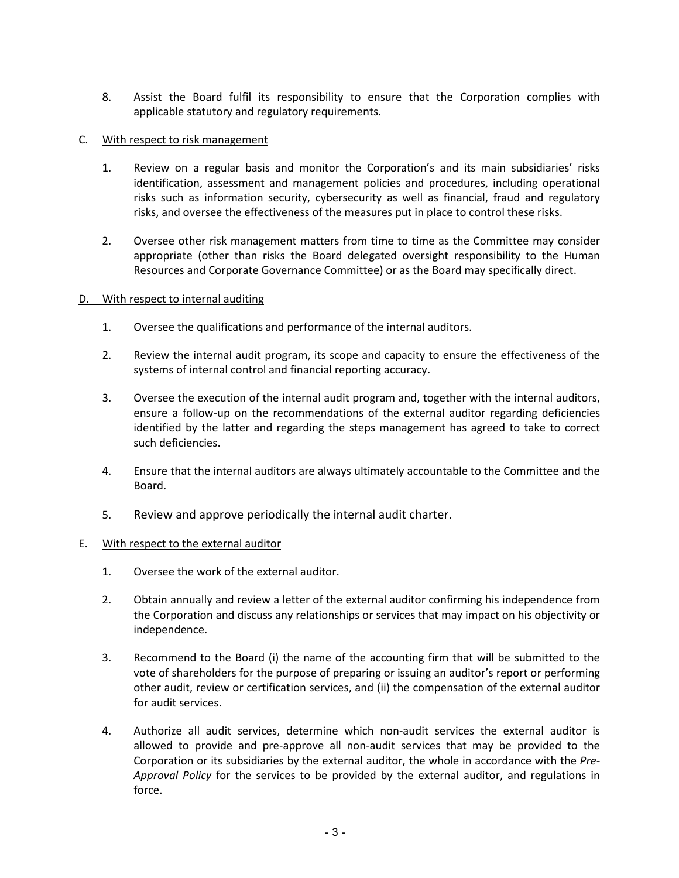8. Assist the Board fulfil its responsibility to ensure that the Corporation complies with applicable statutory and regulatory requirements.

C. <u>With respect to risk management</u>

1. Review on a regular basis and monitor the Corporation's and its main subsidiaries' risks identification, assessment and management policies and procedures, including operational risks such as information security, cybersecurity as well as financial, fraud and regulatory risks, and oversee the effectiveness of the measures put in place to control these risks.

2. Oversee other risk management matters from time to time as the Committee may consider appropriate (other than risks the Board delegated oversight responsibility to the Human Resources and Corporate Governance Committee) or as the Board may specifically direct.

D. <u>With respect to internal auditing</u>

1. Oversee the qualifications and performance of the internal auditors.

2. Review the internal audit program, its scope and capacity to ensure the effectiveness of the systems of internal control and financial reporting accuracy.

3. Oversee the execution of the internal audit program and, together with the internal auditors, ensure a follow-up on the recommendations of the external auditor regarding deficiencies identified by the latter and regarding the steps management has agreed to take to correct such deficiencies.

4. Ensure that the internal auditors are always ultimately accountable to the Committee and the Board.

5. Review and approve periodically the internal audit charter.

E. <u>With respect to the external auditor</u>

1. Oversee the work of the external auditor.

2. Obtain annually and review a letter of the external auditor confirming his independence from the Corporation and discuss any relationships or services that may impact on his objectivity or independence.

3. Recommend to the Board (i) the name of the accounting firm that will be submitted to the vote of shareholders for the purpose of preparing or issuing an auditor's report or performing other audit, review or certification services, and (ii) the compensation of the external auditor for audit services.

4. Authorize all audit services, determine which non-audit services the external auditor is allowed to provide and pre-approve all non-audit services that may be provided to the Corporation or its subsidiaries by the external auditor, the whole in accordance with the *Pre-Approval Policy* for the services to be provided by the external auditor, and regulations in force.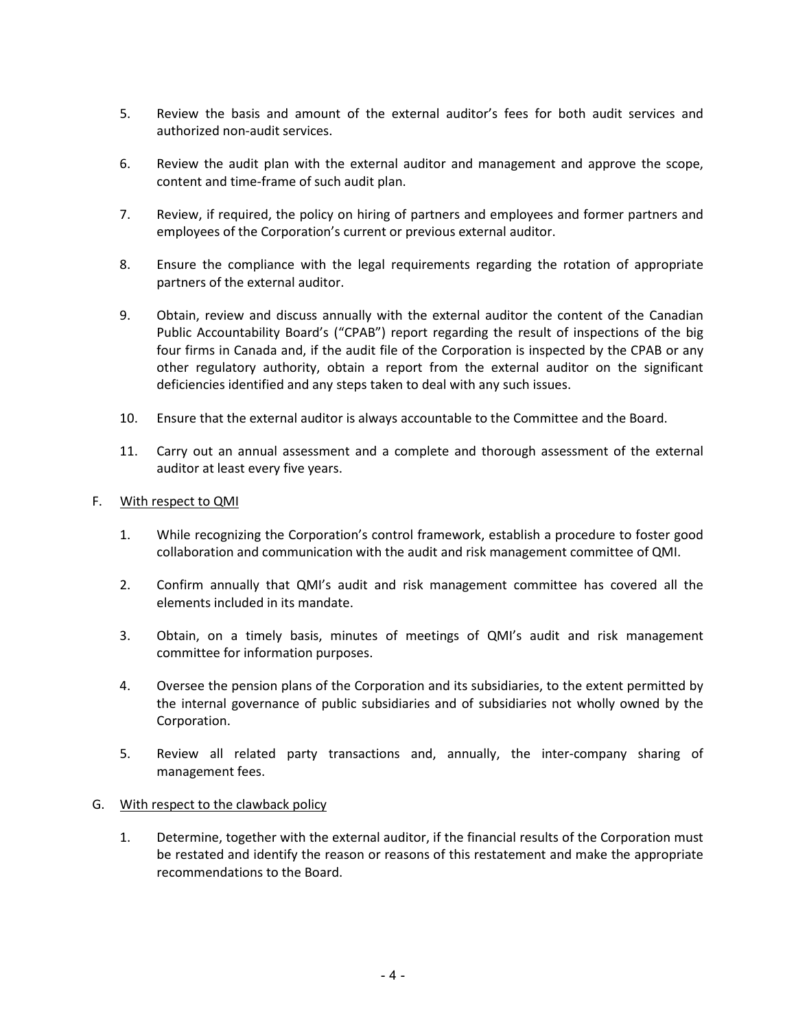5. Review the basis and amount of the external auditor's fees for both audit services and authorized non-audit services.

6. Review the audit plan with the external auditor and management and approve the scope, content and time-frame of such audit plan.

7. Review, if required, the policy on hiring of partners and employees and former partners and employees of the Corporation's current or previous external auditor.

8. Ensure the compliance with the legal requirements regarding the rotation of appropriate partners of the external auditor.

9. Obtain, review and discuss annually with the external auditor the content of the Canadian Public Accountability Board's ("CPAB") report regarding the result of inspections of the big four firms in Canada and, if the audit file of the Corporation is inspected by the CPAB or any other regulatory authority, obtain a report from the external auditor on the significant deficiencies identified and any steps taken to deal with any such issues.

10. Ensure that the external auditor is always accountable to the Committee and the Board.

11. Carry out an annual assessment and a complete and thorough assessment of the external auditor at least every five years.

F. <u>With respect to QMI</u>

1. While recognizing the Corporation's control framework, establish a procedure to foster good collaboration and communication with the audit and risk management committee of QMI.

2. Confirm annually that QMI's audit and risk management committee has covered all the elements included in its mandate.

3. Obtain, on a timely basis, minutes of meetings of QMI's audit and risk management committee for information purposes.

4. Oversee the pension plans of the Corporation and its subsidiaries, to the extent permitted by the internal governance of public subsidiaries and of subsidiaries not wholly owned by the Corporation.

5. Review all related party transactions and, annually, the inter-company sharing of management fees.

G. <u>With respect to the clawback policy</u>

1. Determine, together with the external auditor, if the financial results of the Corporation must be restated and identify the reason or reasons of this restatement and make the appropriate recommendations to the Board.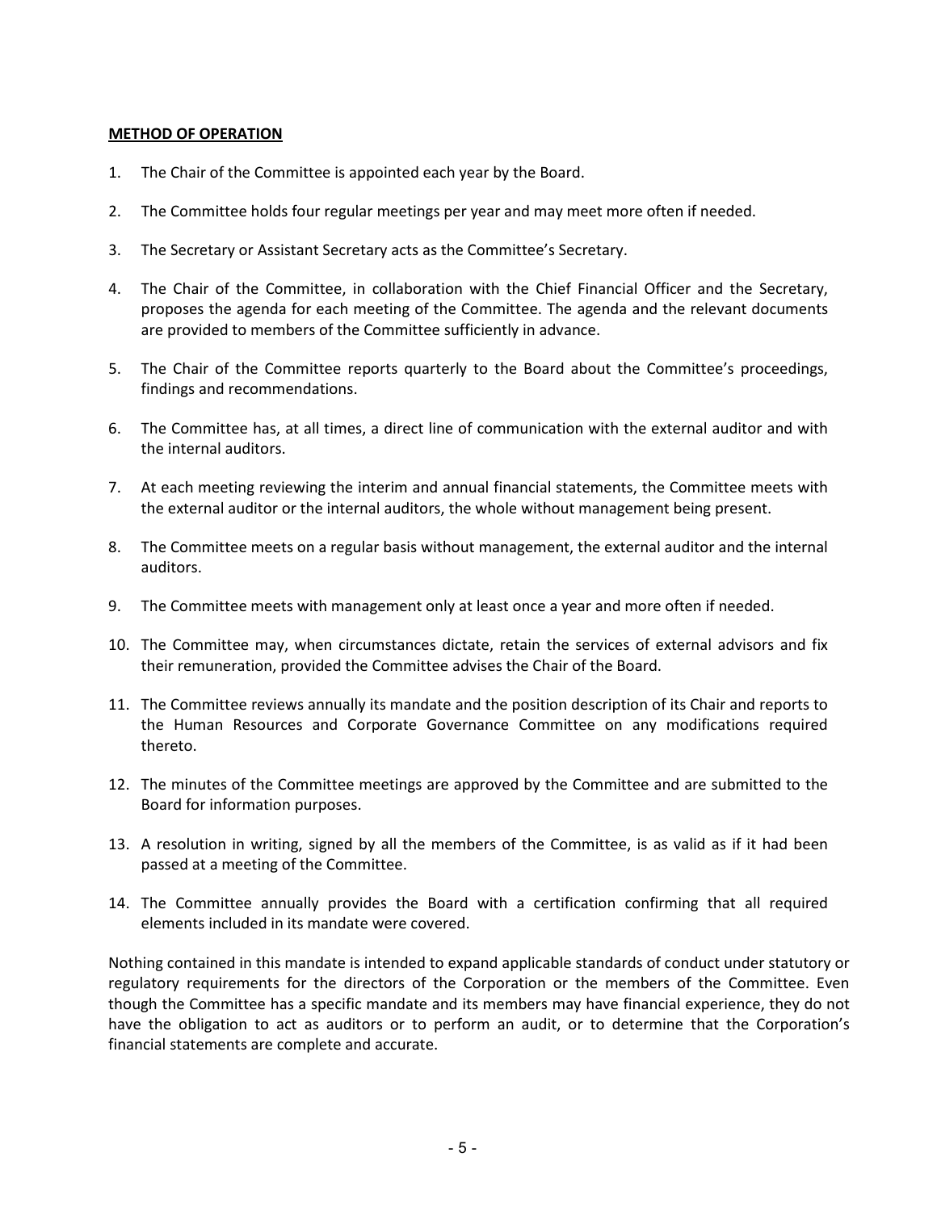**METHOD OF OPERATION**

1. The Chair of the Committee is appointed each year by the Board.

2. The Committee holds four regular meetings per year and may meet more often if needed.

3. The Secretary or Assistant Secretary acts as the Committee's Secretary.

4. The Chair of the Committee, in collaboration with the Chief Financial Officer and the Secretary, proposes the agenda for each meeting of the Committee. The agenda and the relevant documents are provided to members of the Committee sufficiently in advance.

5. The Chair of the Committee reports quarterly to the Board about the Committee's proceedings, findings and recommendations.

6. The Committee has, at all times, a direct line of communication with the external auditor and with the internal auditors.

7. At each meeting reviewing the interim and annual financial statements, the Committee meets with the external auditor or the internal auditors, the whole without management being present.

8. The Committee meets on a regular basis without management, the external auditor and the internal auditors.

9. The Committee meets with management only at least once a year and more often if needed.

10. The Committee may, when circumstances dictate, retain the services of external advisors and fix their remuneration, provided the Committee advises the Chair of the Board.

11. The Committee reviews annually its mandate and the position description of its Chair and reports to the Human Resources and Corporate Governance Committee on any modifications required thereto.

12. The minutes of the Committee meetings are approved by the Committee and are submitted to the Board for information purposes.

13. A resolution in writing, signed by all the members of the Committee, is as valid as if it had been passed at a meeting of the Committee.

14. The Committee annually provides the Board with a certification confirming that all required elements included in its mandate were covered.

Nothing contained in this mandate is intended to expand applicable standards of conduct under statutory or regulatory requirements for the directors of the Corporation or the members of the Committee. Even though the Committee has a specific mandate and its members may have financial experience, they do not have the obligation to act as auditors or to perform an audit, or to determine that the Corporation's financial statements are complete and accurate.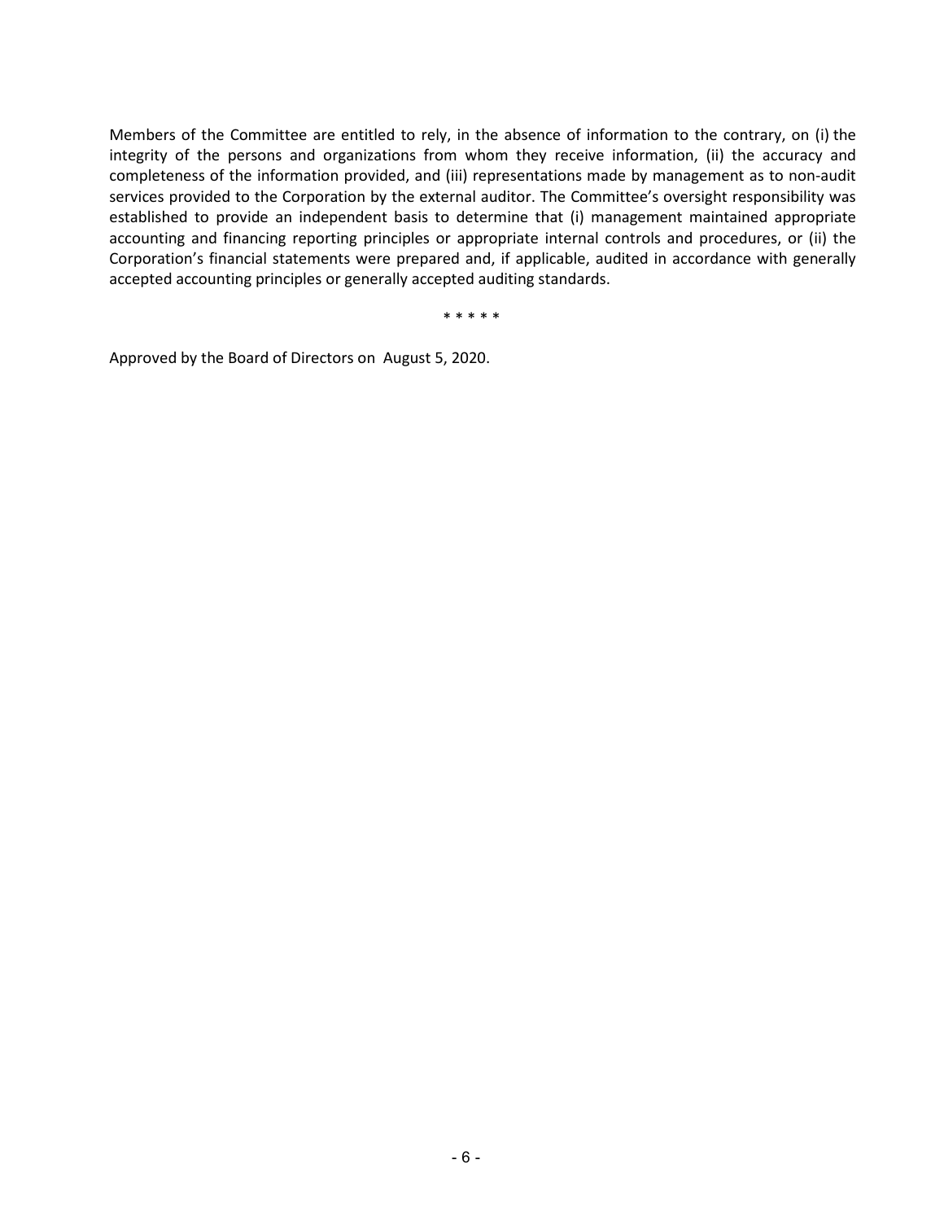Members of the Committee are entitled to rely, in the absence of information to the contrary, on (i) the integrity of the persons and organizations from whom they receive information, (ii) the accuracy and completeness of the information provided, and (iii) representations made by management as to non-audit services provided to the Corporation by the external auditor. The Committee's oversight responsibility was established to provide an independent basis to determine that (i) management maintained appropriate accounting and financing reporting principles or appropriate internal controls and procedures, or (ii) the Corporation's financial statements were prepared and, if applicable, audited in accordance with generally accepted accounting principles or generally accepted auditing standards.

\* \* \* \* \*

Approved by the Board of Directors on August 5, 2020.